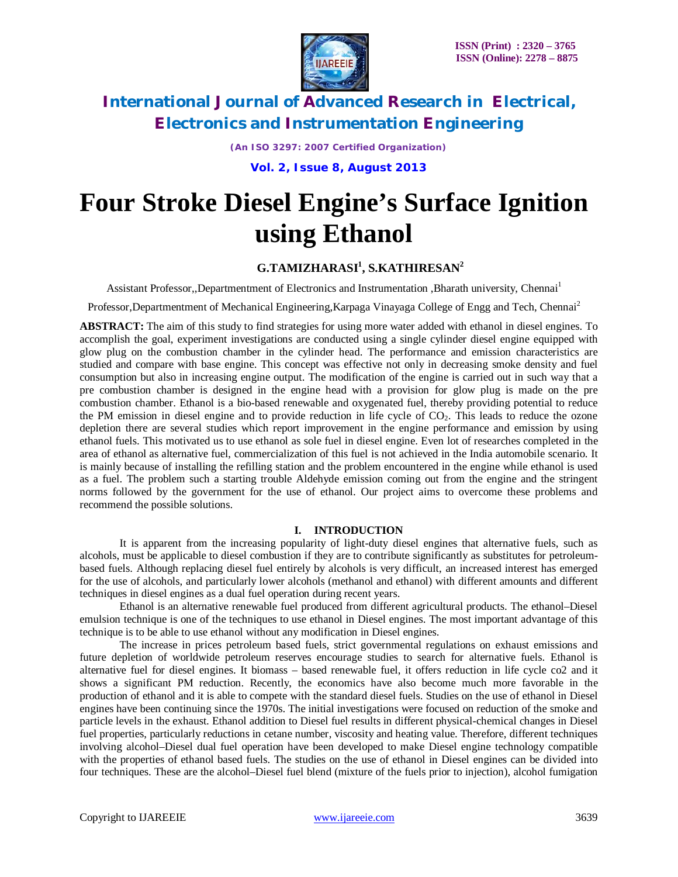# Four Stroke Diesel Engine's Surface Ignition using Ethanol

**G.TAMIZHARASI[1], S.KATHIRESAN[2]**

Assistant Professor,,Departmentment of Electronics and Instrumentation ,Bharath university, Chennai[1]

Professor,Departmentment of Mechanical Engineering,Karpaga Vinayaga College of Engg and Tech, Chennai[2]

**ABSTRACT:** The aim of this study to find strategies for using more water added with ethanol in diesel engines. To accomplish the goal, experiment investigations are conducted using a single cylinder diesel engine equipped with glow plug on the combustion chamber in the cylinder head. The performance and emission characteristics are studied and compare with base engine. This concept was effective not only in decreasing smoke density and fuel consumption but also in increasing engine output. The modification of the engine is carried out in such way that a pre combustion chamber is designed in the engine head with a provision for glow plug is made on the pre combustion chamber. Ethanol is a bio-based renewable and oxygenated fuel, thereby providing potential to reduce the PM emission in diesel engine and to provide reduction in life cycle of $CO_2$. This leads to reduce the ozone depletion there are several studies which report improvement in the engine performance and emission by using ethanol fuels. This motivated us to use ethanol as sole fuel in diesel engine. Even lot of researches completed in the area of ethanol as alternative fuel, commercialization of this fuel is not achieved in the India automobile scenario. It is mainly because of installing the refilling station and the problem encountered in the engine while ethanol is used as a fuel. The problem such a starting trouble Aldehyde emission coming out from the engine and the stringent norms followed by the government for the use of ethanol. Our project aims to overcome these problems and recommend the possible solutions.

## I. INTRODUCTION

It is apparent from the increasing popularity of light-duty diesel engines that alternative fuels, such as alcohols, must be applicable to diesel combustion if they are to contribute significantly as substitutes for petroleum-based fuels. Although replacing diesel fuel entirely by alcohols is very difficult, an increased interest has emerged for the use of alcohols, and particularly lower alcohols (methanol and ethanol) with different amounts and different techniques in diesel engines as a dual fuel operation during recent years.

Ethanol is an alternative renewable fuel produced from different agricultural products. The ethanol–Diesel emulsion technique is one of the techniques to use ethanol in Diesel engines. The most important advantage of this technique is to be able to use ethanol without any modification in Diesel engines.

The increase in prices petroleum based fuels, strict governmental regulations on exhaust emissions and future depletion of worldwide petroleum reserves encourage studies to search for alternative fuels. Ethanol is alternative fuel for diesel engines. It biomass – based renewable fuel, it offers reduction in life cycle co2 and it shows a significant PM reduction. Recently, the economics have also become much more favorable in the production of ethanol and it is able to compete with the standard diesel fuels. Studies on the use of ethanol in Diesel engines have been continuing since the 1970s. The initial investigations were focused on reduction of the smoke and particle levels in the exhaust. Ethanol addition to Diesel fuel results in different physical-chemical changes in Diesel fuel properties, particularly reductions in cetane number, viscosity and heating value. Therefore, different techniques involving alcohol–Diesel dual fuel operation have been developed to make Diesel engine technology compatible with the properties of ethanol based fuels. The studies on the use of ethanol in Diesel engines can be divided into four techniques. These are the alcohol–Diesel fuel blend (mixture of the fuels prior to injection), alcohol fumigation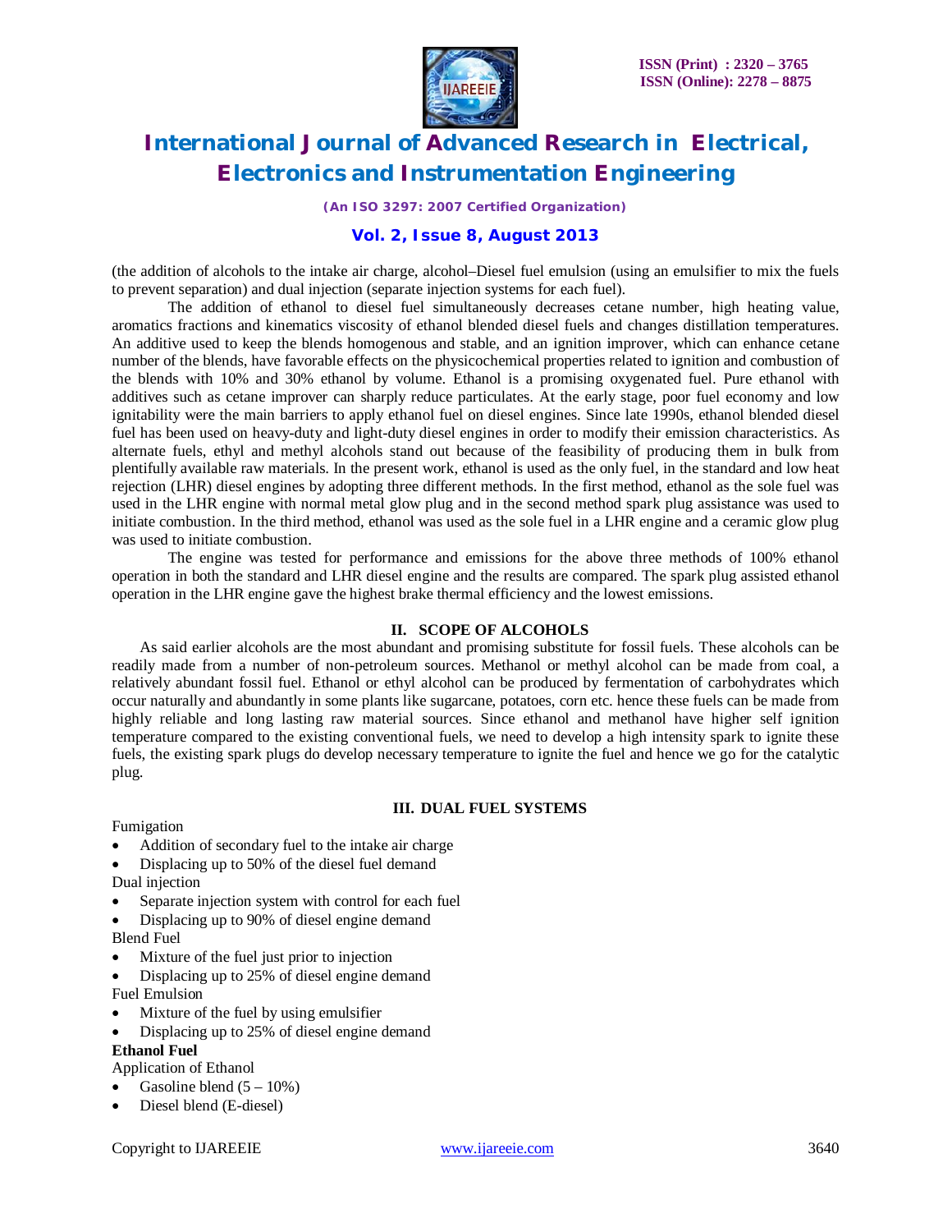(the addition of alcohols to the intake air charge, alcohol–Diesel fuel emulsion (using an emulsifier to mix the fuels to prevent separation) and dual injection (separate injection systems for each fuel).

The addition of ethanol to diesel fuel simultaneously decreases cetane number, high heating value, aromatics fractions and kinematics viscosity of ethanol blended diesel fuels and changes distillation temperatures. An additive used to keep the blends homogenous and stable, and an ignition improver, which can enhance cetane number of the blends, have favorable effects on the physicochemical properties related to ignition and combustion of the blends with 10% and 30% ethanol by volume. Ethanol is a promising oxygenated fuel. Pure ethanol with additives such as cetane improver can sharply reduce particulates. At the early stage, poor fuel economy and low ignitability were the main barriers to apply ethanol fuel on diesel engines. Since late 1990s, ethanol blended diesel fuel has been used on heavy-duty and light-duty diesel engines in order to modify their emission characteristics. As alternate fuels, ethyl and methyl alcohols stand out because of the feasibility of producing them in bulk from plentifully available raw materials. In the present work, ethanol is used as the only fuel, in the standard and low heat rejection (LHR) diesel engines by adopting three different methods. In the first method, ethanol as the sole fuel was used in the LHR engine with normal metal glow plug and in the second method spark plug assistance was used to initiate combustion. In the third method, ethanol was used as the sole fuel in a LHR engine and a ceramic glow plug was used to initiate combustion.

The engine was tested for performance and emissions for the above three methods of 100% ethanol operation in both the standard and LHR diesel engine and the results are compared. The spark plug assisted ethanol operation in the LHR engine gave the highest brake thermal efficiency and the lowest emissions.

## II. SCOPE OF ALCOHOLS

As said earlier alcohols are the most abundant and promising substitute for fossil fuels. These alcohols can be readily made from a number of non-petroleum sources. Methanol or methyl alcohol can be made from coal, a relatively abundant fossil fuel. Ethanol or ethyl alcohol can be produced by fermentation of carbohydrates which occur naturally and abundantly in some plants like sugarcane, potatoes, corn etc. hence these fuels can be made from highly reliable and long lasting raw material sources. Since ethanol and methanol have higher self ignition temperature compared to the existing conventional fuels, we need to develop a high intensity spark to ignite these fuels, the existing spark plugs do develop necessary temperature to ignite the fuel and hence we go for the catalytic plug.

## III. DUAL FUEL SYSTEMS

Fumigation

- Addition of secondary fuel to the intake air charge
- Displacing up to 50% of the diesel fuel demand

Dual injection

- Separate injection system with control for each fuel
- Displacing up to 90% of diesel engine demand

Blend Fuel

- Mixture of the fuel just prior to injection
- Displacing up to 25% of diesel engine demand

Fuel Emulsion

- Mixture of the fuel by using emulsifier
- Displacing up to 25% of diesel engine demand

**Ethanol Fuel**

Application of Ethanol

- Gasoline blend (5 – 10%)
- Diesel blend (E-diesel)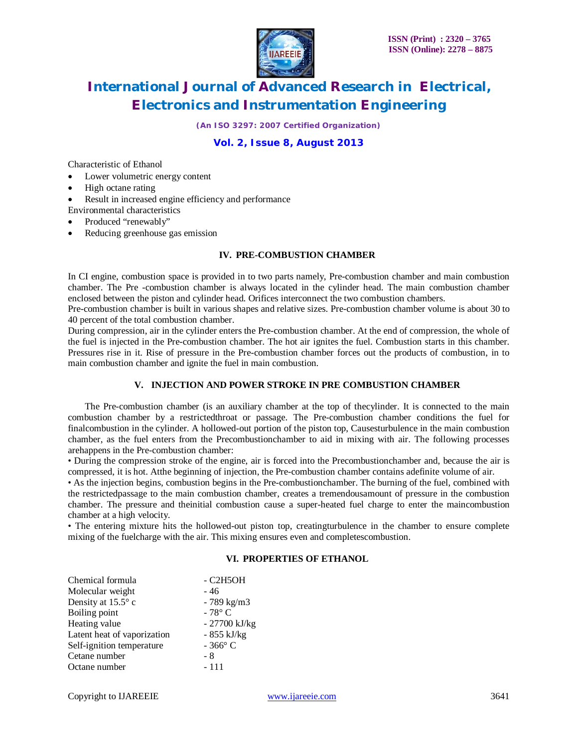Characteristic of Ethanol

- Lower volumetric energy content
- High octane rating
- Result in increased engine efficiency and performance

Environmental characteristics

- Produced "renewably"
- Reducing greenhouse gas emission

## IV. PRE-COMBUSTION CHAMBER

In CI engine, combustion space is provided in to two parts namely, Pre-combustion chamber and main combustion chamber. The Pre -combustion chamber is always located in the cylinder head. The main combustion chamber enclosed between the piston and cylinder head. Orifices interconnect the two combustion chambers.

Pre-combustion chamber is built in various shapes and relative sizes. Pre-combustion chamber volume is about 30 to 40 percent of the total combustion chamber.

During compression, air in the cylinder enters the Pre-combustion chamber. At the end of compression, the whole of the fuel is injected in the Pre-combustion chamber. The hot air ignites the fuel. Combustion starts in this chamber. Pressures rise in it. Rise of pressure in the Pre-combustion chamber forces out the products of combustion, in to main combustion chamber and ignite the fuel in main combustion.

## V. INJECTION AND POWER STROKE IN PRE COMBUSTION CHAMBER

The Pre-combustion chamber (is an auxiliary chamber at the top of thecylinder. It is connected to the main combustion chamber by a restrictedthroat or passage. The Pre-combustion chamber conditions the fuel for finalcombustion in the cylinder. A hollowed-out portion of the piston top, Causesturbulence in the main combustion chamber, as the fuel enters from the Precombustionchamber to aid in mixing with air. The following processes arehappens in the Pre-combustion chamber:

• During the compression stroke of the engine, air is forced into the Precombustionchamber and, because the air is compressed, it is hot. Atthe beginning of injection, the Pre-combustion chamber contains adefinite volume of air.

• As the injection begins, combustion begins in the Pre-combustionchamber. The burning of the fuel, combined with the restrictedpassage to the main combustion chamber, creates a tremendousamount of pressure in the combustion chamber. The pressure and theinitial combustion cause a super-heated fuel charge to enter the maincombustion chamber at a high velocity.

• The entering mixture hits the hollowed-out piston top, creatingturbulence in the chamber to ensure complete mixing of the fuelcharge with the air. This mixing ensures even and completescombustion.

## VI. PROPERTIES OF ETHANOL

| | |
|---|---|
| Chemical formula | - $C_2H_5OH$ |
| Molecular weight | - 46 |
| Density at 15.5° c | - 789 kg/m3 |
| Boiling point | - 78° C |
| Heating value | - 27700 kJ/kg |
| Latent heat of vaporization | - 855 kJ/kg |
| Self-ignition temperature | - 366° C |
| Cetane number | - 8 |
| Octane number | - 111 |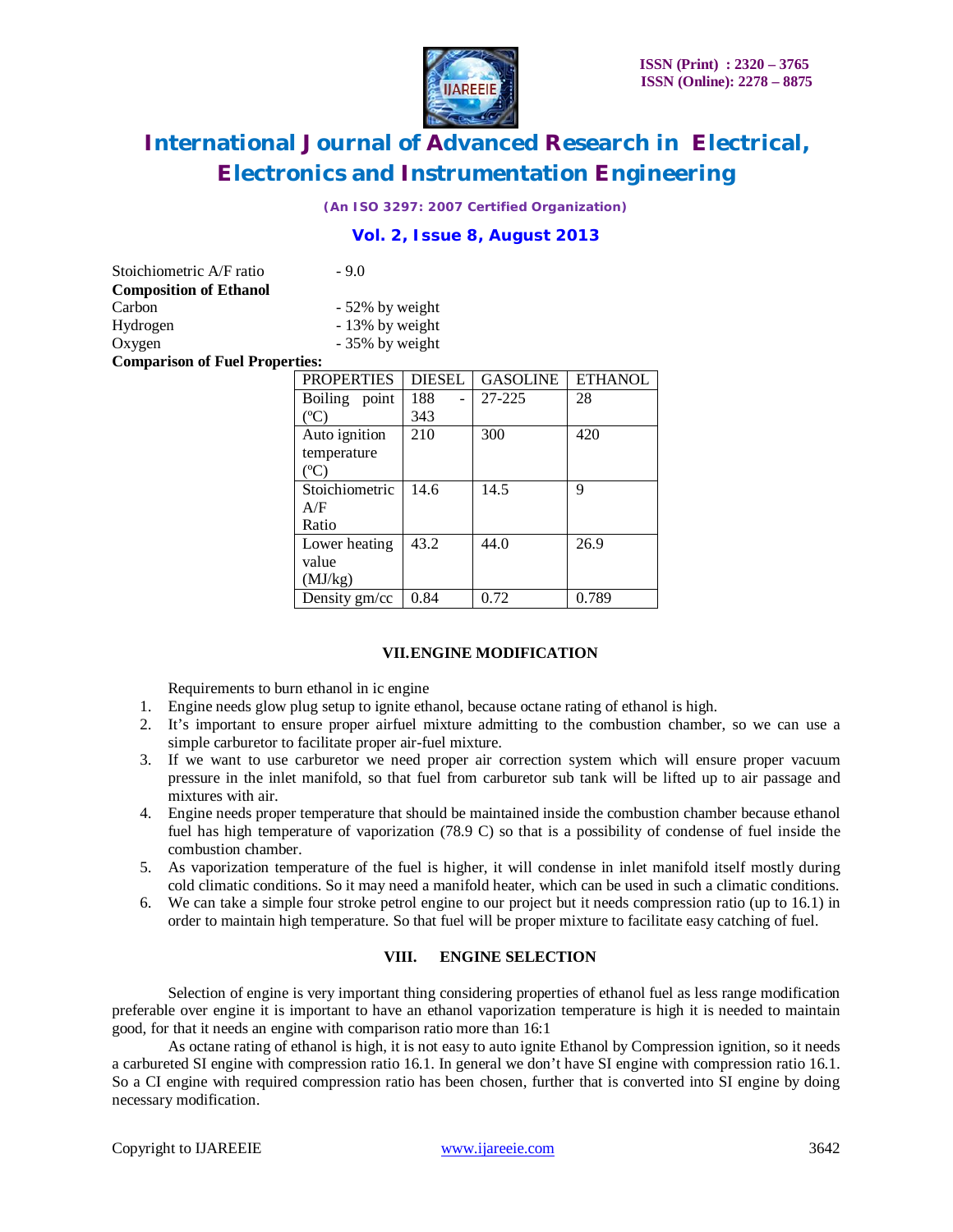Stoichiometric A/F ratio - 9.0

**Composition of Ethanol**

Carbon - 52% by weight
Hydrogen - 13% by weight
Oxygen - 35% by weight

**Comparison of Fuel Properties:**

| PROPERTIES | DIESEL | GASOLINE | ETHANOL |
|---|---|---|---|
| Boiling point (ºC) | 188 - 343 | 27-225 | 28 |
| Auto ignition temperature (ºC) | 210 | 300 | 420 |
| Stoichiometric A/F Ratio | 14.6 | 14.5 | 9 |
| Lower heating value (MJ/kg) | 43.2 | 44.0 | 26.9 |
| Density gm/cc | 0.84 | 0.72 | 0.789 |

## VII. ENGINE MODIFICATION

Requirements to burn ethanol in ic engine

1. Engine needs glow plug setup to ignite ethanol, because octane rating of ethanol is high.
2. It's important to ensure proper airfuel mixture admitting to the combustion chamber, so we can use a simple carburetor to facilitate proper air-fuel mixture.
3. If we want to use carburetor we need proper air correction system which will ensure proper vacuum pressure in the inlet manifold, so that fuel from carburetor sub tank will be lifted up to air passage and mixtures with air.
4. Engine needs proper temperature that should be maintained inside the combustion chamber because ethanol fuel has high temperature of vaporization (78.9 C) so that is a possibility of condense of fuel inside the combustion chamber.
5. As vaporization temperature of the fuel is higher, it will condense in inlet manifold itself mostly during cold climatic conditions. So it may need a manifold heater, which can be used in such a climatic conditions.
6. We can take a simple four stroke petrol engine to our project but it needs compression ratio (up to 16.1) in order to maintain high temperature. So that fuel will be proper mixture to facilitate easy catching of fuel.

## VIII. ENGINE SELECTION

Selection of engine is very important thing considering properties of ethanol fuel as less range modification preferable over engine it is important to have an ethanol vaporization temperature is high it is needed to maintain good, for that it needs an engine with comparison ratio more than 16:1

As octane rating of ethanol is high, it is not easy to auto ignite Ethanol by Compression ignition, so it needs a carbureted SI engine with compression ratio 16.1. In general we don't have SI engine with compression ratio 16.1. So a CI engine with required compression ratio has been chosen, further that is converted into SI engine by doing necessary modification.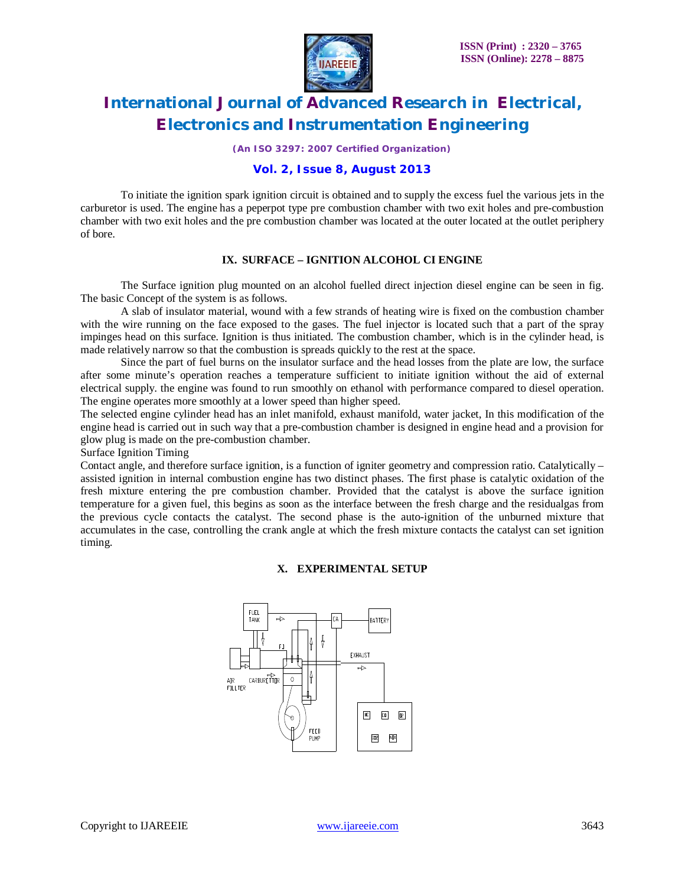To initiate the ignition spark ignition circuit is obtained and to supply the excess fuel the various jets in the carburetor is used. The engine has a peperpot type pre combustion chamber with two exit holes and pre-combustion chamber with two exit holes and the pre combustion chamber was located at the outer located at the outlet periphery of bore.

## IX. SURFACE – IGNITION ALCOHOL CI ENGINE

The Surface ignition plug mounted on an alcohol fuelled direct injection diesel engine can be seen in fig. The basic Concept of the system is as follows.

A slab of insulator material, wound with a few strands of heating wire is fixed on the combustion chamber with the wire running on the face exposed to the gases. The fuel injector is located such that a part of the spray impinges head on this surface. Ignition is thus initiated. The combustion chamber, which is in the cylinder head, is made relatively narrow so that the combustion is spreads quickly to the rest at the space.

Since the part of fuel burns on the insulator surface and the head losses from the plate are low, the surface after some minute's operation reaches a temperature sufficient to initiate ignition without the aid of external electrical supply. the engine was found to run smoothly on ethanol with performance compared to diesel operation. The engine operates more smoothly at a lower speed than higher speed.

The selected engine cylinder head has an inlet manifold, exhaust manifold, water jacket, In this modification of the engine head is carried out in such way that a pre-combustion chamber is designed in engine head and a provision for glow plug is made on the pre-combustion chamber.

Surface Ignition Timing

Contact angle, and therefore surface ignition, is a function of igniter geometry and compression ratio. Catalytically – assisted ignition in internal combustion engine has two distinct phases. The first phase is catalytic oxidation of the fresh mixture entering the pre combustion chamber. Provided that the catalyst is above the surface ignition temperature for a given fuel, this begins as soon as the interface between the fresh charge and the residualgas from the previous cycle contacts the catalyst. The second phase is the auto-ignition of the unburned mixture that accumulates in the case, controlling the crank angle at which the fresh mixture contacts the catalyst can set ignition timing.

## X. EXPERIMENTAL SETUP

FUEL TANK

CA

BATTERY

FJ

EXHAUST

AIR FILLTER

CARBURETTOR

FEED PUMP

HC

CO

O2

CO2

NOX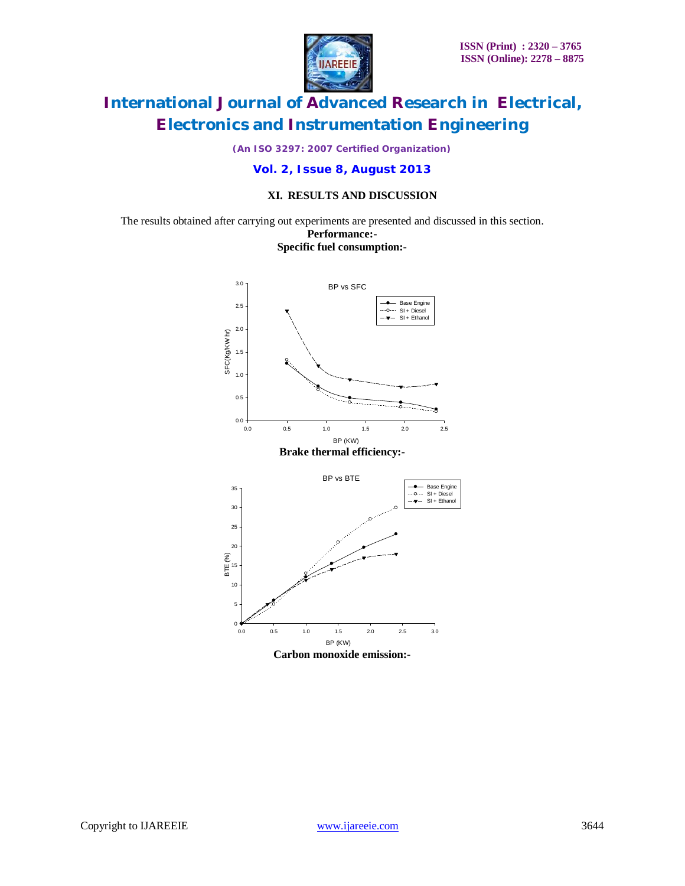## XI. RESULTS AND DISCUSSION

The results obtained after carrying out experiments are presented and discussed in this section.

**Performance:-**

**Specific fuel consumption:-**

BP vs SFC

SFC(Kg/KW hr)

3.0
2.5
2.0
1.5
1.0
0.5
0.0

0.0 0.5 1.0 1.5 2.0 2.5

BP (KW)

Base Engine
SI + Diesel
SI + Ethanol

**Brake thermal efficiency:-**

BP vs BTE

BTE (%)

35
30
25
20
15
10
5
0

0.0 0.5 1.0 1.5 2.0 2.5 3.0

BP (KW)

Base Engine
SI + Diesel
SI + Ethanol

**Carbon monoxide emission:-**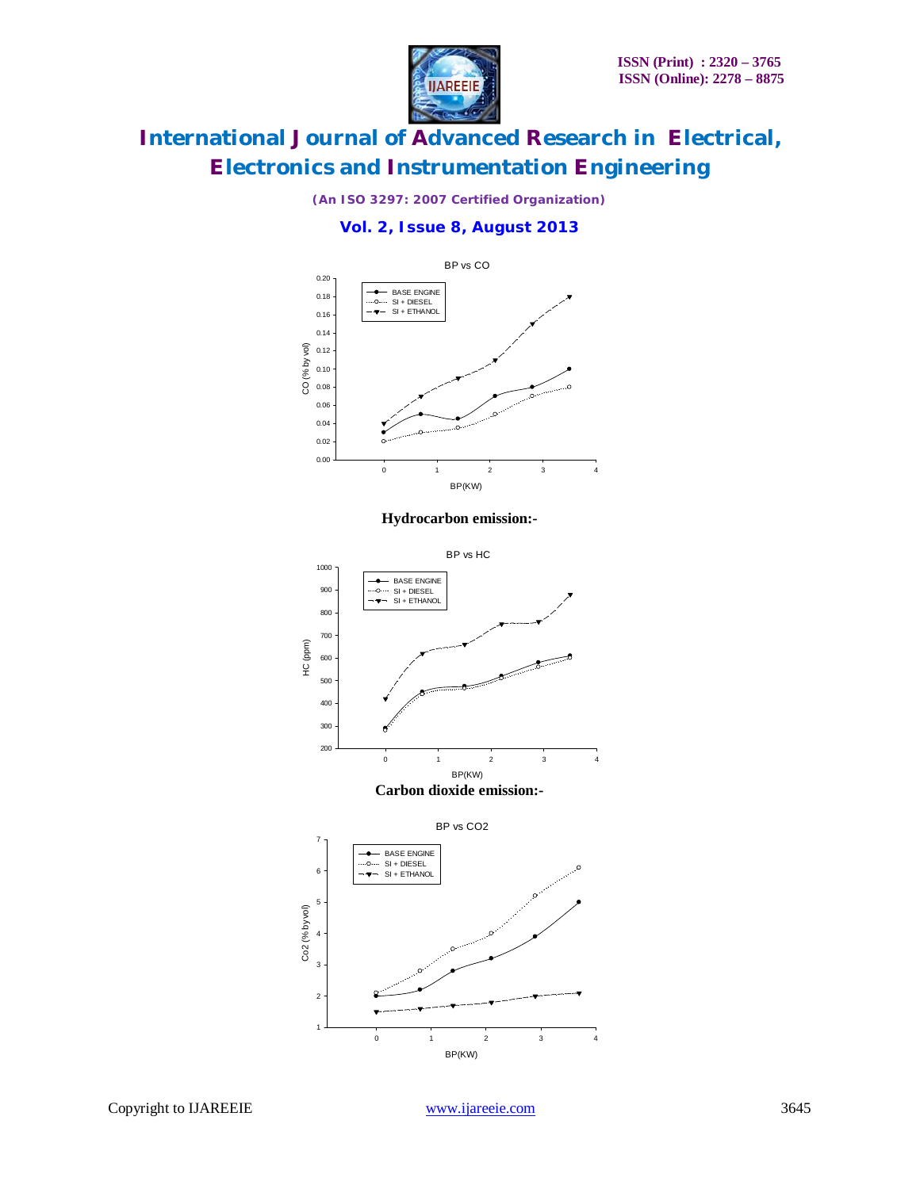BP vs CO

0.20
0.18
0.16
0.14
0.12
0.10
0.08
0.06
0.04
0.02
0.00

CO (% by vol)

BASE ENGINE
SI + DIESEL
SI + ETHANOL

0 1 2 3 4

BP(KW)

**Hydrocarbon emission:-**

BP vs HC

1000
900
800
700
600
500
400
300
200

HC (ppm)

BASE ENGINE
SI + DIESEL
SI + ETHANOL

0 1 2 3 4

BP(KW)

**Carbon dioxide emission:-**

BP vs CO2

7
6
5
4
3
2
1

Co2 (% by vol)

BASE ENGINE
SI + DIESEL
SI + ETHANOL

0 1 2 3 4

BP(KW)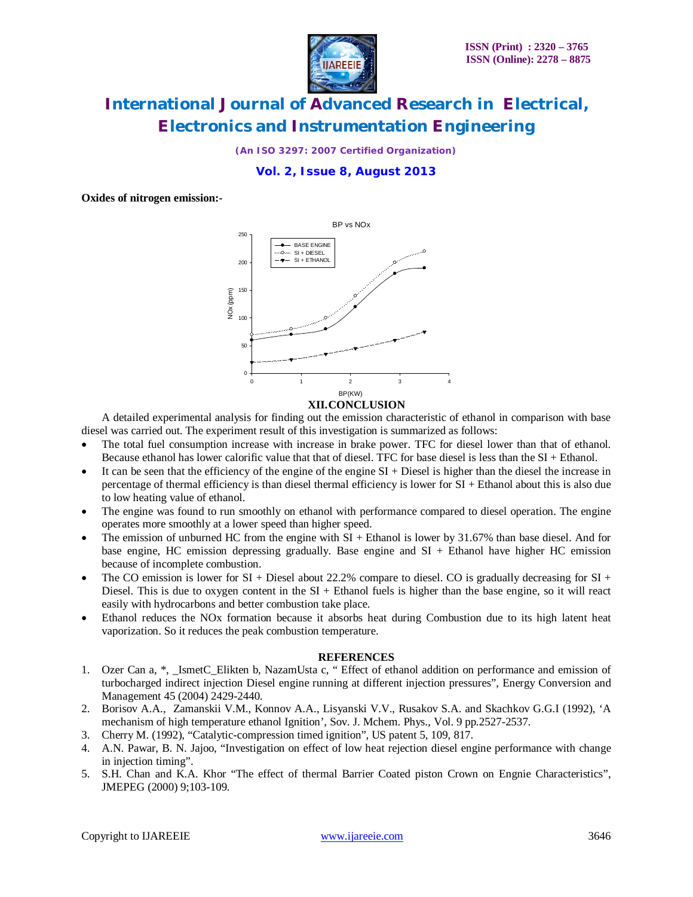**Oxides of nitrogen emission:-**

BP vs NOx

NOx (ppm)

BP(KW)

BASE ENGINE

SI + DIESEL

SI + ETHANOL

0 50 100 150 200 250

0 1 2 3 4

## XII.CONCLUSION

A detailed experimental analysis for finding out the emission characteristic of ethanol in comparison with base diesel was carried out. The experiment result of this investigation is summarized as follows:

- The total fuel consumption increase with increase in brake power. TFC for diesel lower than that of ethanol. Because ethanol has lower calorific value that that of diesel. TFC for base diesel is less than the SI + Ethanol.
- It can be seen that the efficiency of the engine of the engine SI + Diesel is higher than the diesel the increase in percentage of thermal efficiency is than diesel thermal efficiency is lower for SI + Ethanol about this is also due to low heating value of ethanol.
- The engine was found to run smoothly on ethanol with performance compared to diesel operation. The engine operates more smoothly at a lower speed than higher speed.
- The emission of unburned HC from the engine with SI + Ethanol is lower by 31.67% than base diesel. And for base engine, HC emission depressing gradually. Base engine and SI + Ethanol have higher HC emission because of incomplete combustion.
- The CO emission is lower for SI + Diesel about 22.2% compare to diesel. CO is gradually decreasing for SI + Diesel. This is due to oxygen content in the SI + Ethanol fuels is higher than the base engine, so it will react easily with hydrocarbons and better combustion take place.
- Ethanol reduces the NOx formation because it absorbs heat during Combustion due to its high latent heat vaporization. So it reduces the peak combustion temperature.

## REFERENCES

1. Ozer Can a, *, _IsmetC_Elikten b, NazamUsta c, " Effect of ethanol addition on performance and emission of turbocharged indirect injection Diesel engine running at different injection pressures", Energy Conversion and Management 45 (2004) 2429-2440.
2. Borisov A.A., Zamanskii V.M., Konnov A.A., Lisyanski V.V., Rusakov S.A. and Skachkov G.G.I (1992), 'A mechanism of high temperature ethanol Ignition', Sov. J. Mchem. Phys., Vol. 9 pp.2527-2537.
3. Cherry M. (1992), "Catalytic-compression timed ignition", US patent 5, 109, 817.
4. A.N. Pawar, B. N. Jajoo, "Investigation on effect of low heat rejection diesel engine performance with change in injection timing".
5. S.H. Chan and K.A. Khor "The effect of thermal Barrier Coated piston Crown on Engnie Characteristics", JMEPEG (2000) 9;103-109.